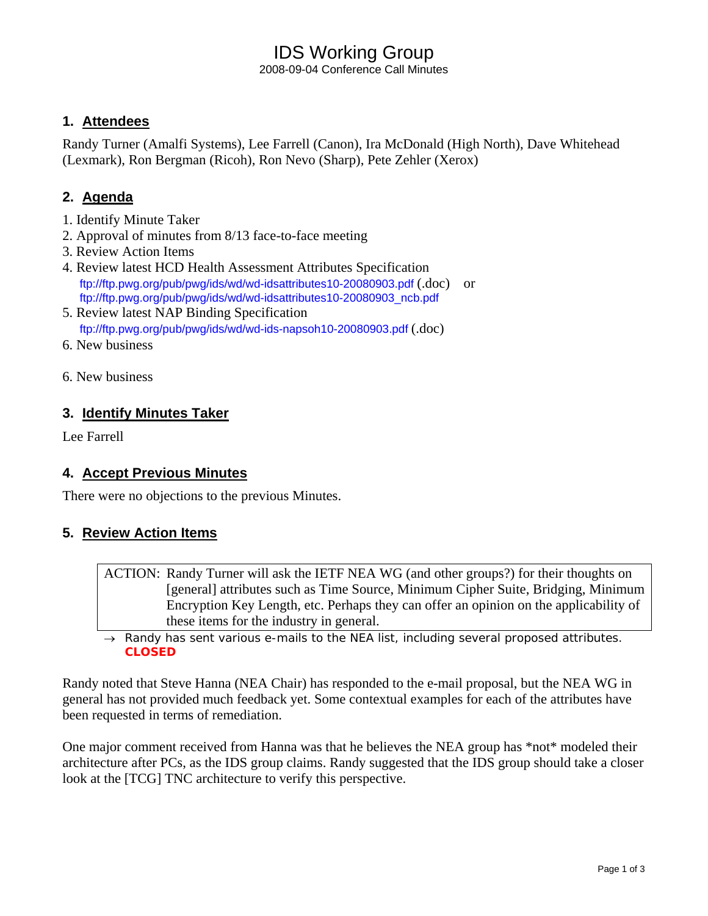# IDS Working Group

2008-09-04 Conference Call Minutes

## 1. Attendees

Randy Turner (Amalfi Systems), Lee Farrell (Canon), Ira McDonald (High North), Dave Whitehead (Lexmark), Ron Bergman (Ricoh), Ron Nevo (Sharp), Pete Zehler (Xerox)

## 2. Agenda

1. Identify Minute Taker
2. Approval of minutes from 8/13 face-to-face meeting
3. Review Action Items
4. Review latest HCD Health Assessment Attributes Specification
   ftp://ftp.pwg.org/pub/pwg/ids/wd/wd-idsattributes10-20080903.pdf (.doc) or
   ftp://ftp.pwg.org/pub/pwg/ids/wd/wd-idsattributes10-20080903_ncb.pdf
5. Review latest NAP Binding Specification
   ftp://ftp.pwg.org/pub/pwg/ids/wd/wd-ids-napsoh10-20080903.pdf (.doc)
6. New business

6. New business

## 3. Identify Minutes Taker

Lee Farrell

## 4. Accept Previous Minutes

There were no objections to the previous Minutes.

## 5. Review Action Items

| ACTION: | Randy Turner will ask the IETF NEA WG (and other groups?) for their thoughts on [general] attributes such as Time Source, Minimum Cipher Suite, Bridging, Minimum Encryption Key Length, etc. Perhaps they can offer an opinion on the applicability of these items for the industry in general. |
|---|---|

→ Randy has sent various e-mails to the NEA list, including several proposed attributes. **CLOSED**

Randy noted that Steve Hanna (NEA Chair) has responded to the e-mail proposal, but the NEA WG in general has not provided much feedback yet. Some contextual examples for each of the attributes have been requested in terms of remediation.

One major comment received from Hanna was that he believes the NEA group has *not* modeled their architecture after PCs, as the IDS group claims. Randy suggested that the IDS group should take a closer look at the [TCG] TNC architecture to verify this perspective.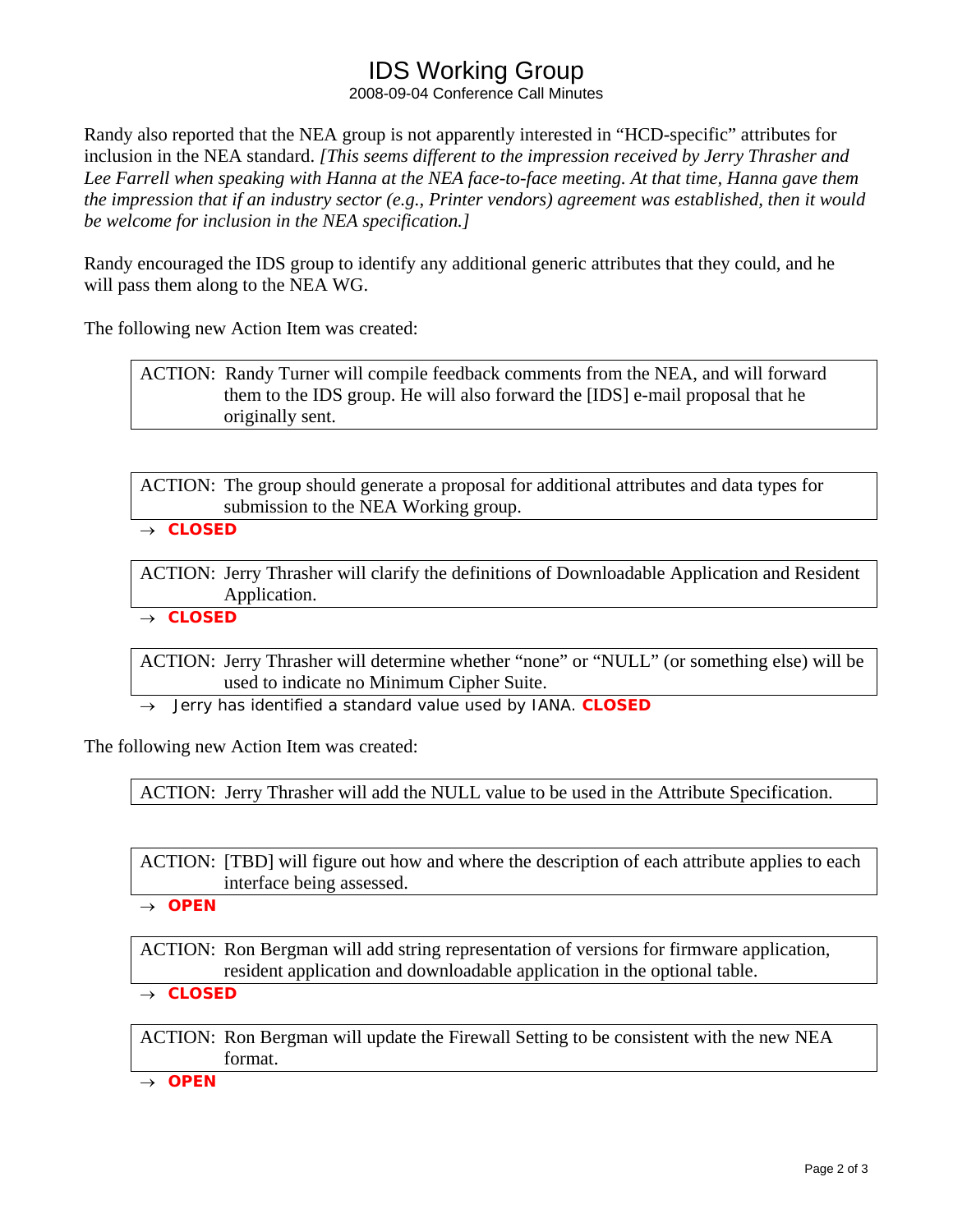Randy also reported that the NEA group is not apparently interested in "HCD-specific" attributes for inclusion in the NEA standard. *[This seems different to the impression received by Jerry Thrasher and Lee Farrell when speaking with Hanna at the NEA face-to-face meeting. At that time, Hanna gave them the impression that if an industry sector (e.g., Printer vendors) agreement was established, then it would be welcome for inclusion in the NEA specification.]*

Randy encouraged the IDS group to identify any additional generic attributes that they could, and he will pass them along to the NEA WG.

The following new Action Item was created:

> ACTION: Randy Turner will compile feedback comments from the NEA, and will forward them to the IDS group. He will also forward the [IDS] e-mail proposal that he originally sent.

> ACTION: The group should generate a proposal for additional attributes and data types for submission to the NEA Working group.

→ **CLOSED**

> ACTION: Jerry Thrasher will clarify the definitions of Downloadable Application and Resident Application.

→ **CLOSED**

> ACTION: Jerry Thrasher will determine whether "none" or "NULL" (or something else) will be used to indicate no Minimum Cipher Suite.

→ Jerry has identified a standard value used by IANA. **CLOSED**

The following new Action Item was created:

> ACTION: Jerry Thrasher will add the NULL value to be used in the Attribute Specification.

> ACTION: [TBD] will figure out how and where the description of each attribute applies to each interface being assessed.

→ **OPEN**

> ACTION: Ron Bergman will add string representation of versions for firmware application, resident application and downloadable application in the optional table.

→ **CLOSED**

> ACTION: Ron Bergman will update the Firewall Setting to be consistent with the new NEA format.

→ **OPEN**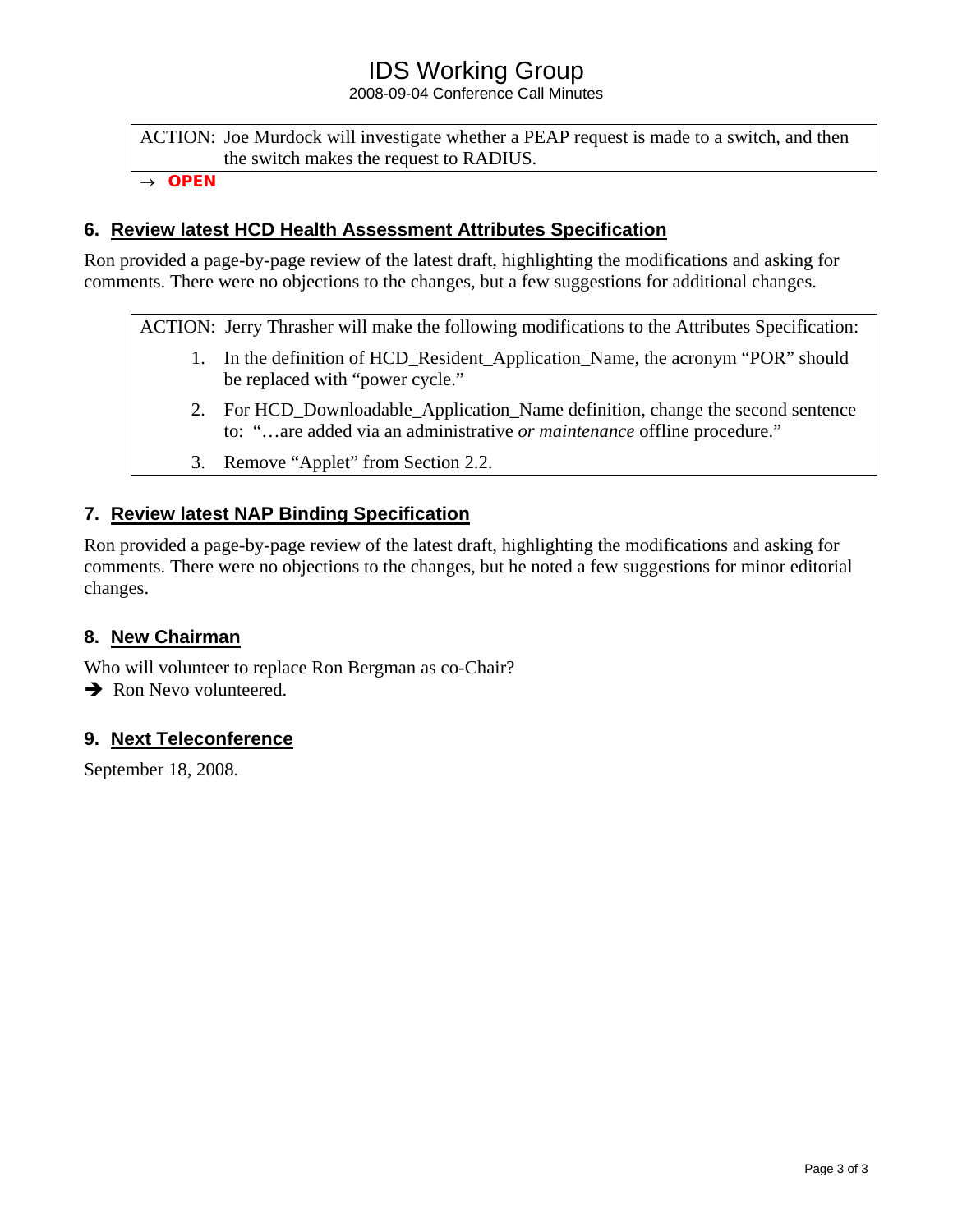ACTION: Joe Murdock will investigate whether a PEAP request is made to a switch, and then the switch makes the request to RADIUS.

→ **OPEN**

## 6. Review latest HCD Health Assessment Attributes Specification

Ron provided a page-by-page review of the latest draft, highlighting the modifications and asking for comments. There were no objections to the changes, but a few suggestions for additional changes.

ACTION: Jerry Thrasher will make the following modifications to the Attributes Specification:

1. In the definition of HCD_Resident_Application_Name, the acronym "POR" should be replaced with "power cycle."
2. For HCD_Downloadable_Application_Name definition, change the second sentence to: "…are added via an administrative *or maintenance* offline procedure."
3. Remove "Applet" from Section 2.2.

## 7. Review latest NAP Binding Specification

Ron provided a page-by-page review of the latest draft, highlighting the modifications and asking for comments. There were no objections to the changes, but he noted a few suggestions for minor editorial changes.

## 8. New Chairman

Who will volunteer to replace Ron Bergman as co-Chair?

➔ Ron Nevo volunteered.

## 9. Next Teleconference

September 18, 2008.